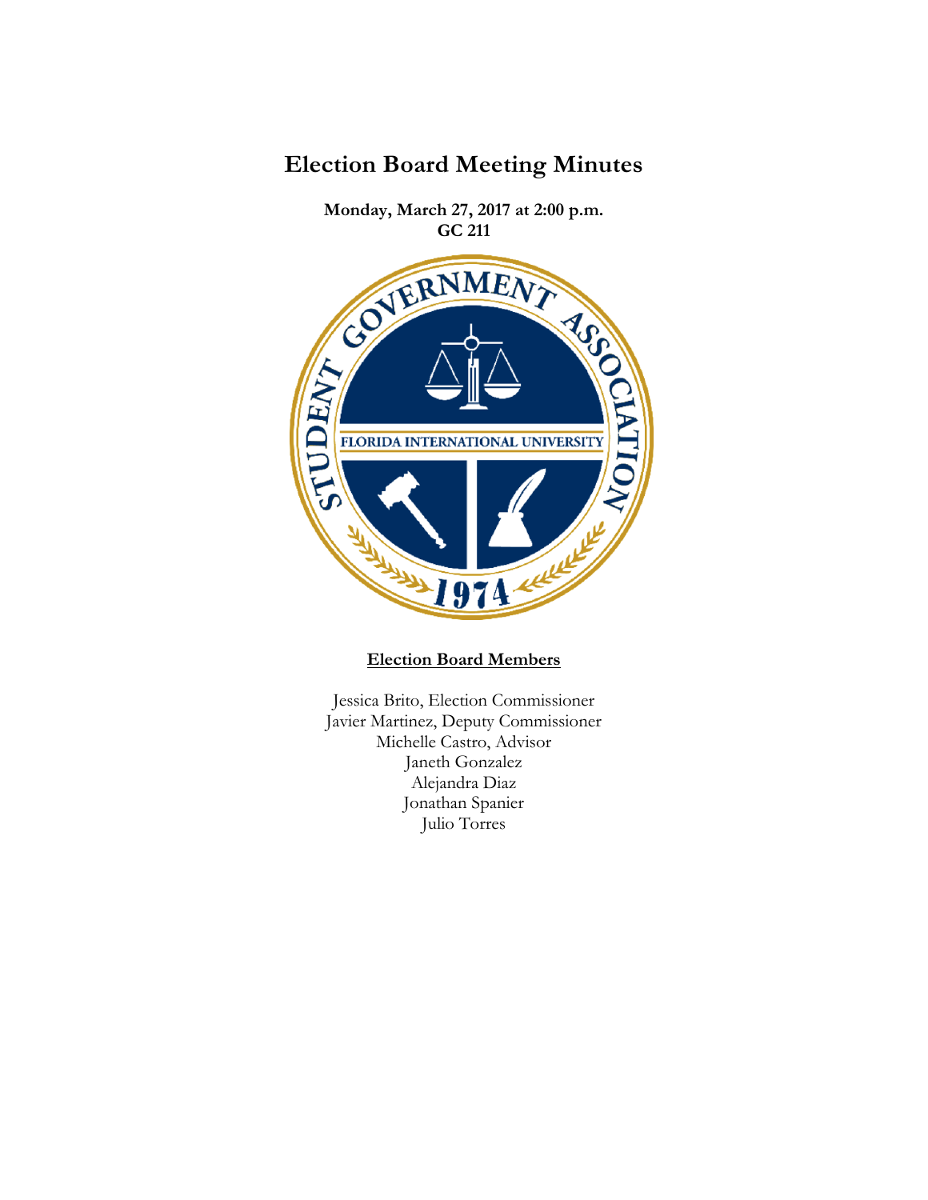# Election Board Meeting Minutes

**Monday, March 27, 2017 at 2:00 p.m.**
**GC 211**

**<u>Election Board Members</u>**

Jessica Brito, Election Commissioner
Javier Martinez, Deputy Commissioner
Michelle Castro, Advisor
Janeth Gonzalez
Alejandra Diaz
Jonathan Spanier
Julio Torres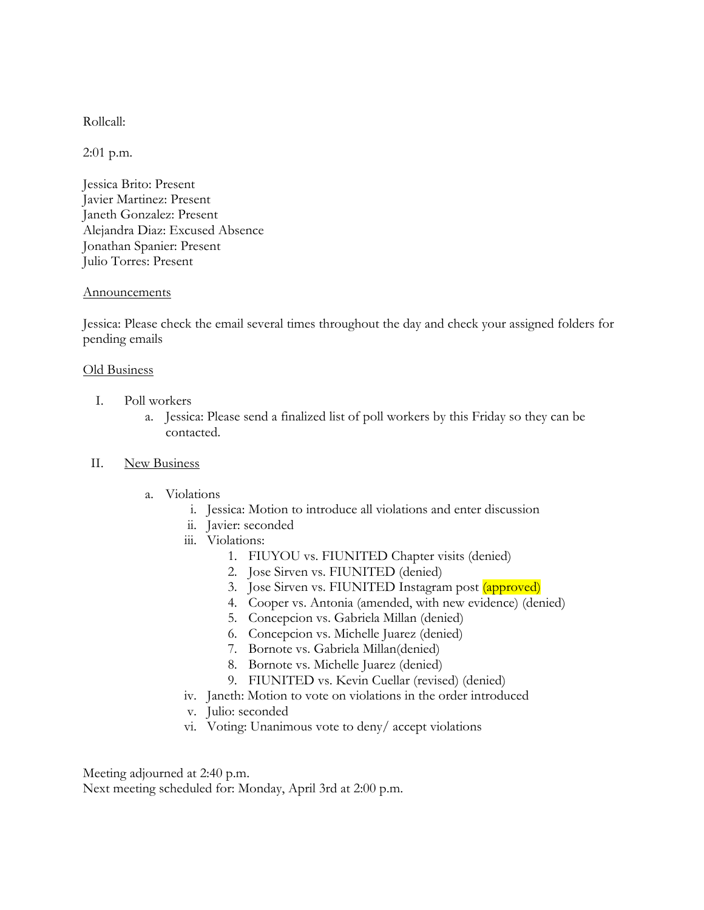Rollcall:

2:01 p.m.

Jessica Brito: Present
Javier Martinez: Present
Janeth Gonzalez: Present
Alejandra Diaz: Excused Absence
Jonathan Spanier: Present
Julio Torres: Present

Announcements

Jessica: Please check the email several times throughout the day and check your assigned folders for pending emails

Old Business

I. Poll workers
   a. Jessica: Please send a finalized list of poll workers by this Friday so they can be contacted.

II. New Business

   a. Violations
      i. Jessica: Motion to introduce all violations and enter discussion
      ii. Javier: seconded
      iii. Violations:
         1. FIUYOU vs. FIUNITED Chapter visits (denied)
         2. Jose Sirven vs. FIUNITED (denied)
         3. Jose Sirven vs. FIUNITED Instagram post (approved)
         4. Cooper vs. Antonia (amended, with new evidence) (denied)
         5. Concepcion vs. Gabriela Millan (denied)
         6. Concepcion vs. Michelle Juarez (denied)
         7. Bornote vs. Gabriela Millan(denied)
         8. Bornote vs. Michelle Juarez (denied)
         9. FIUNITED vs. Kevin Cuellar (revised) (denied)
      iv. Janeth: Motion to vote on violations in the order introduced
      v. Julio: seconded
      vi. Voting: Unanimous vote to deny/ accept violations

Meeting adjourned at 2:40 p.m.
Next meeting scheduled for: Monday, April 3rd at 2:00 p.m.